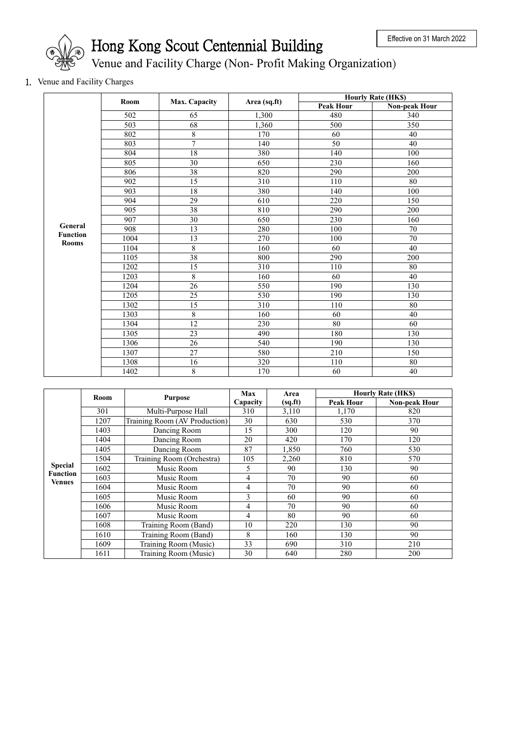Effective on 31 March 2022

# Hong Kong Scout Centennial Building

## Venue and Facility Charge (Non- Profit Making Organization)

1. Venue and Facility Charges

| | Room | Max. Capacity | Area (sq.ft) | Hourly Rate (HK$) | |
|---|---|---|---|---|---|
| | | | | Peak Hour | Non-peak Hour |
| General Function Rooms | 502 | 65 | 1,300 | 480 | 340 |
| | 503 | 68 | 1,360 | 500 | 350 |
| | 802 | 8 | 170 | 60 | 40 |
| | 803 | 7 | 140 | 50 | 40 |
| | 804 | 18 | 380 | 140 | 100 |
| | 805 | 30 | 650 | 230 | 160 |
| | 806 | 38 | 820 | 290 | 200 |
| | 902 | 15 | 310 | 110 | 80 |
| | 903 | 18 | 380 | 140 | 100 |
| | 904 | 29 | 610 | 220 | 150 |
| | 905 | 38 | 810 | 290 | 200 |
| | 907 | 30 | 650 | 230 | 160 |
| | 908 | 13 | 280 | 100 | 70 |
| | 1004 | 13 | 270 | 100 | 70 |
| | 1104 | 8 | 160 | 60 | 40 |
| | 1105 | 38 | 800 | 290 | 200 |
| | 1202 | 15 | 310 | 110 | 80 |
| | 1203 | 8 | 160 | 60 | 40 |
| | 1204 | 26 | 550 | 190 | 130 |
| | 1205 | 25 | 530 | 190 | 130 |
| | 1302 | 15 | 310 | 110 | 80 |
| | 1303 | 8 | 160 | 60 | 40 |
| | 1304 | 12 | 230 | 80 | 60 |
| | 1305 | 23 | 490 | 180 | 130 |
| | 1306 | 26 | 540 | 190 | 130 |
| | 1307 | 27 | 580 | 210 | 150 |
| | 1308 | 16 | 320 | 110 | 80 |
| | 1402 | 8 | 170 | 60 | 40 |

| | Room | Purpose | Max Capacity | Area (sq.ft) | Hourly Rate (HK$) | |
|---|---|---|---|---|---|---|
| | | | | | Peak Hour | Non-peak Hour |
| Special Function Venues | 301 | Multi-Purpose Hall | 310 | 3,110 | 1,170 | 820 |
| | 1207 | Training Room (AV Production) | 30 | 630 | 530 | 370 |
| | 1403 | Dancing Room | 15 | 300 | 120 | 90 |
| | 1404 | Dancing Room | 20 | 420 | 170 | 120 |
| | 1405 | Dancing Room | 87 | 1,850 | 760 | 530 |
| | 1504 | Training Room (Orchestra) | 105 | 2,260 | 810 | 570 |
| | 1602 | Music Room | 5 | 90 | 130 | 90 |
| | 1603 | Music Room | 4 | 70 | 90 | 60 |
| | 1604 | Music Room | 4 | 70 | 90 | 60 |
| | 1605 | Music Room | 3 | 60 | 90 | 60 |
| | 1606 | Music Room | 4 | 70 | 90 | 60 |
| | 1607 | Music Room | 4 | 80 | 90 | 60 |
| | 1608 | Training Room (Band) | 10 | 220 | 130 | 90 |
| | 1610 | Training Room (Band) | 8 | 160 | 130 | 90 |
| | 1609 | Training Room (Music) | 33 | 690 | 310 | 210 |
| | 1611 | Training Room (Music) | 30 | 640 | 280 | 200 |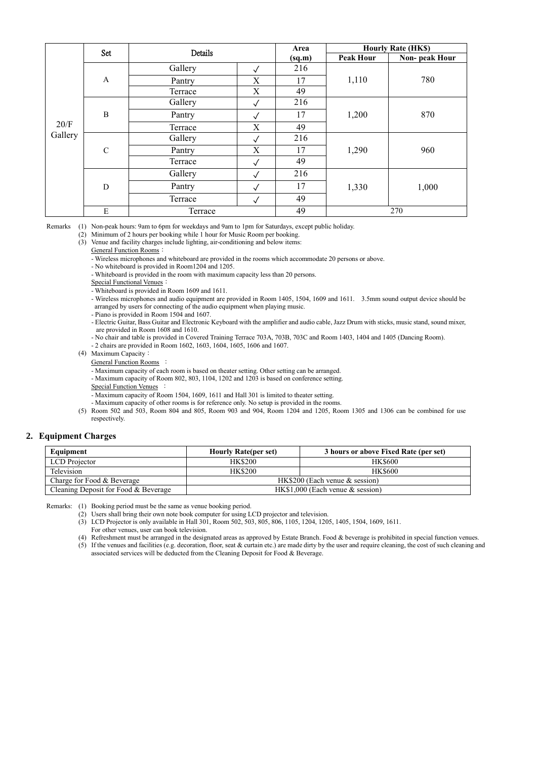| | Set | Details | | Area (sq.m) | Hourly Rate (HK$) | |
|---|---|---|---|---|---|---|
| | | | | | Peak Hour | Non- peak Hour |
| 20/F Gallery | A | Gallery | ✓ | 216 | 1,110 | 780 |
| | | Pantry | X | 17 | | |
| | | Terrace | X | 49 | | |
| | B | Gallery | ✓ | 216 | 1,200 | 870 |
| | | Pantry | ✓ | 17 | | |
| | | Terrace | X | 49 | | |
| | C | Gallery | ✓ | 216 | 1,290 | 960 |
| | | Pantry | X | 17 | | |
| | | Terrace | ✓ | 49 | | |
| | D | Gallery | ✓ | 216 | 1,330 | 1,000 |
| | | Pantry | ✓ | 17 | | |
| | | Terrace | ✓ | 49 | | |
| | E | Terrace | | 49 | 270 | |

Remarks
(1) Non-peak hours: 9am to 6pm for weekdays and 9am to 1pm for Saturdays, except public holiday.
(2) Minimum of 2 hours per booking while 1 hour for Music Room per booking.
(3) Venue and facility charges include lighting, air-conditioning and below items:

General Function Rooms：
- Wireless microphones and whiteboard are provided in the rooms which accommodate 20 persons or above.
- No whiteboard is provided in Room1204 and 1205.
- Whiteboard is provided in the room with maximum capacity less than 20 persons.

Special Functional Venues：
- Whiteboard is provided in Room 1609 and 1611.
- Wireless microphones and audio equipment are provided in Room 1405, 1504, 1609 and 1611. 3.5mm sound output device should be arranged by users for connecting of the audio equipment when playing music.
- Piano is provided in Room 1504 and 1607.
- Electric Guitar, Bass Guitar and Electronic Keyboard with the amplifier and audio cable, Jazz Drum with sticks, music stand, sound mixer, are provided in Room 1608 and 1610.
- No chair and table is provided in Covered Training Terrace 703A, 703B, 703C and Room 1403, 1404 and 1405 (Dancing Room).
- 2 chairs are provided in Room 1602, 1603, 1604, 1605, 1606 and 1607.

(4) Maximum Capacity：

General Function Rooms ：
- Maximum capacity of each room is based on theater setting. Other setting can be arranged.
- Maximum capacity of Room 802, 803, 1104, 1202 and 1203 is based on conference setting.

Special Function Venues ：
- Maximum capacity of Room 1504, 1609, 1611 and Hall 301 is limited to theater setting.
- Maximum capacity of other rooms is for reference only. No setup is provided in the rooms.

(5) Room 502 and 503, Room 804 and 805, Room 903 and 904, Room 1204 and 1205, Room 1305 and 1306 can be combined for use respectively.

## 2. Equipment Charges

| Equipment | Hourly Rate(per set) | 3 hours or above Fixed Rate (per set) |
|---|---|---|
| LCD Projector | HK$200 | HK$600 |
| Television | HK$200 | HK$600 |
| Charge for Food & Beverage | HK$200 (Each venue & session) | |
| Cleaning Deposit for Food & Beverage | HK$1,000 (Each venue & session) | |

Remarks:
(1) Booking period must be the same as venue booking period.
(2) Users shall bring their own note book computer for using LCD projector and television.
(3) LCD Projector is only available in Hall 301, Room 502, 503, 805, 806, 1105, 1204, 1205, 1405, 1504, 1609, 1611. For other venues, user can book television.
(4) Refreshment must be arranged in the designated areas as approved by Estate Branch. Food & beverage is prohibited in special function venues.
(5) If the venues and facilities (e.g. decoration, floor, seat & curtain etc.) are made dirty by the user and require cleaning, the cost of such cleaning and associated services will be deducted from the Cleaning Deposit for Food & Beverage.